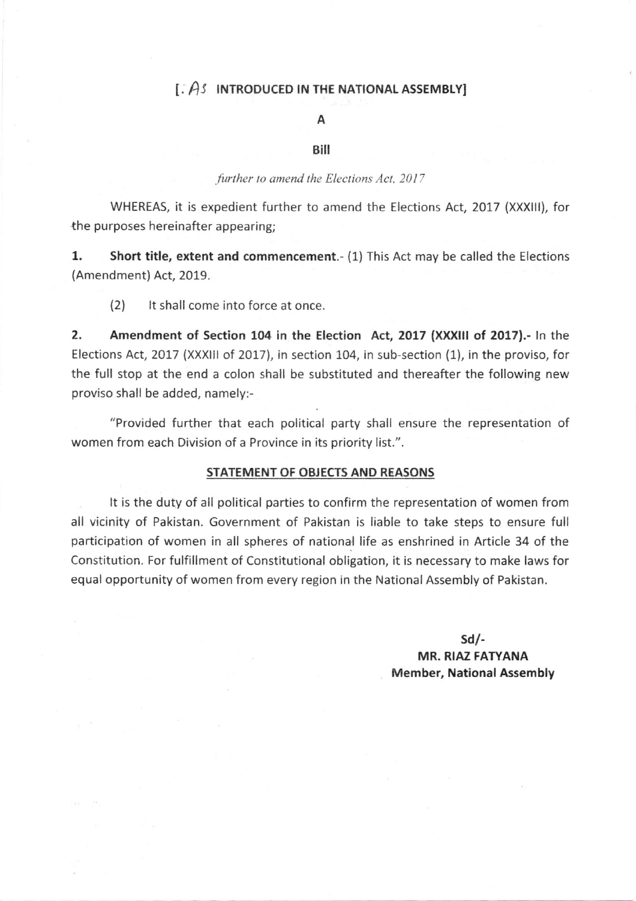[. As INTRODUCED IN THE NATIONAL ASSEMBLY]

# A

# Bill

*further to amend the Elections Act, 2017*

WHEREAS, it is expedient further to amend the Elections Act, 2017 (XXXIII), for the purposes hereinafter appearing;

**1. Short title, extent and commencement.**- (1) This Act may be called the Elections (Amendment) Act, 2019.

(2) It shall come into force at once.

**2. Amendment of Section 104 in the Election Act, 2017 (XXXIII of 2017).**- In the Elections Act, 2017 (XXXIII of 2017), in section 104, in sub-section (1), in the proviso, for the full stop at the end a colon shall be substituted and thereafter the following new proviso shall be added, namely:-

"Provided further that each political party shall ensure the representation of women from each Division of a Province in its priority list.".

## STATEMENT OF OBJECTS AND REASONS

It is the duty of all political parties to confirm the representation of women from all vicinity of Pakistan. Government of Pakistan is liable to take steps to ensure full participation of women in all spheres of national life as enshrined in Article 34 of the Constitution. For fulfillment of Constitutional obligation, it is necessary to make laws for equal opportunity of women from every region in the National Assembly of Pakistan.

**Sd/-**
**MR. RIAZ FATYANA**
**Member, National Assembly**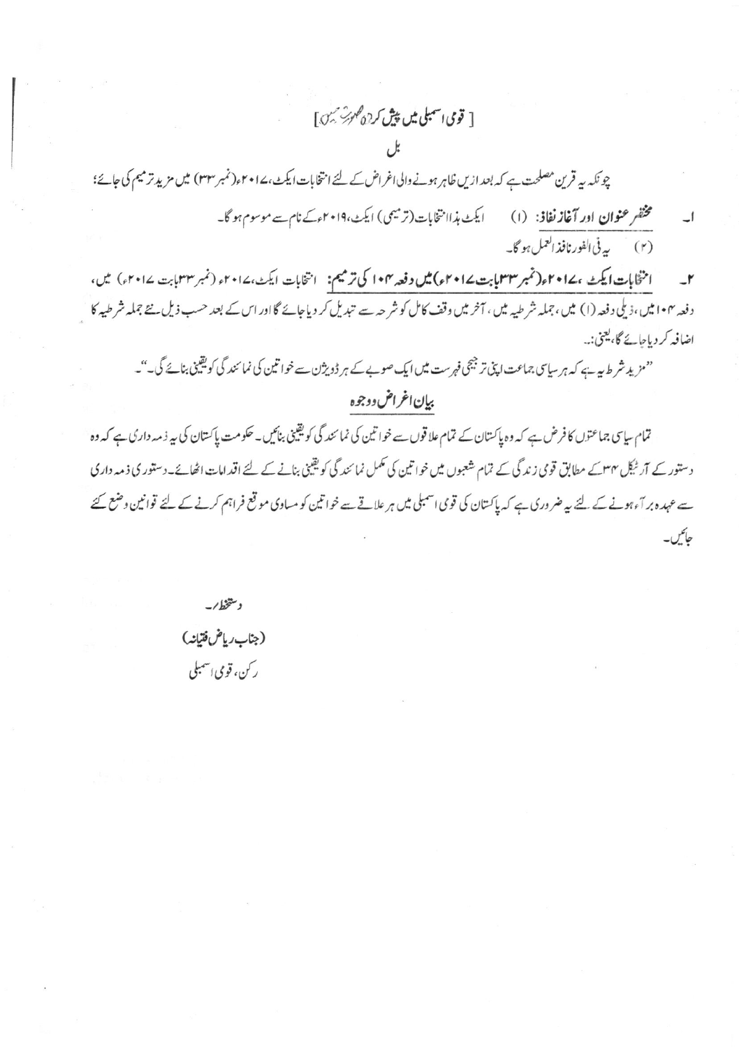[ قومی اسمبلی میں پیش کردہ صورت میں ]

بل

چونکہ یہ قرین مصلحت ہے کہ بعد ازیں ظاہر ہونے والی اغراض کے لئے انتخابات ایکٹ، ۲۰۱۷ء (نمبر ۳۳) میں مزید ترمیم کی جائے؛

۱۔ **مختصر عنوان اور آغاز نفاذ:** (۱) ایکٹ ہذا انتخابات (ترمیمی) ایکٹ، ۲۰۱۹ء کے نام سے موسوم ہو گا۔

(۲) یہ فی الفور نافذ العمل ہو گا۔

۲۔ **انتخابات ایکٹ، ۲۰۱۷ء (نمبر ۳۳ بابت ۲۰۱۷ء) میں دفعہ ۱۰۴ کی ترمیم:** انتخابات ایکٹ، ۲۰۱۷ء (نمبر ۳۳ بابت ۲۰۱۷ء) میں، دفعہ ۱۰۴ میں، ذیلی دفعہ (۱) میں، جملہ شرطیہ میں، آخر میں وقف کامل کو شرحہ سے تبدیل کر دیا جائے گا اور اس کے بعد حسب ذیل نئے جملہ شرطیہ کا اضافہ کر دیا جائے گا، یعنی:۔

"مزید شرط یہ ہے کہ ہر سیاسی جماعت اپنی ترجیحی فہرست میں ایک صوبے کے ہر ڈویژن سے خواتین کی نمائندگی کو یقینی بنائے گی۔"۔

## بیان اغراض و وجوہ

تمام سیاسی جماعتوں کا فرض ہے کہ وہ پاکستان کے تمام علاقوں سے خواتین کی نمائندگی کو یقینی بنائیں۔ حکومت پاکستان کی یہ ذمہ داری ہے کہ وہ دستور کے آرٹیکل ۳۴ کے مطابق قومی زندگی کے تمام شعبوں میں خواتین کی مکمل نمائندگی کو یقینی بنانے کے لئے اقدامات اٹھائے۔ دستوری ذمہ داری سے عہدہ برآ ہونے کے لئے یہ ضروری ہے کہ پاکستان کی قومی اسمبلی میں ہر علاقے سے خواتین کو مساوی موقع فراہم کرنے کے لئے قوانین وضع کئے جائیں۔

دستخط/۔

(جناب ریاض فتیانہ)

رکن، قومی اسمبلی